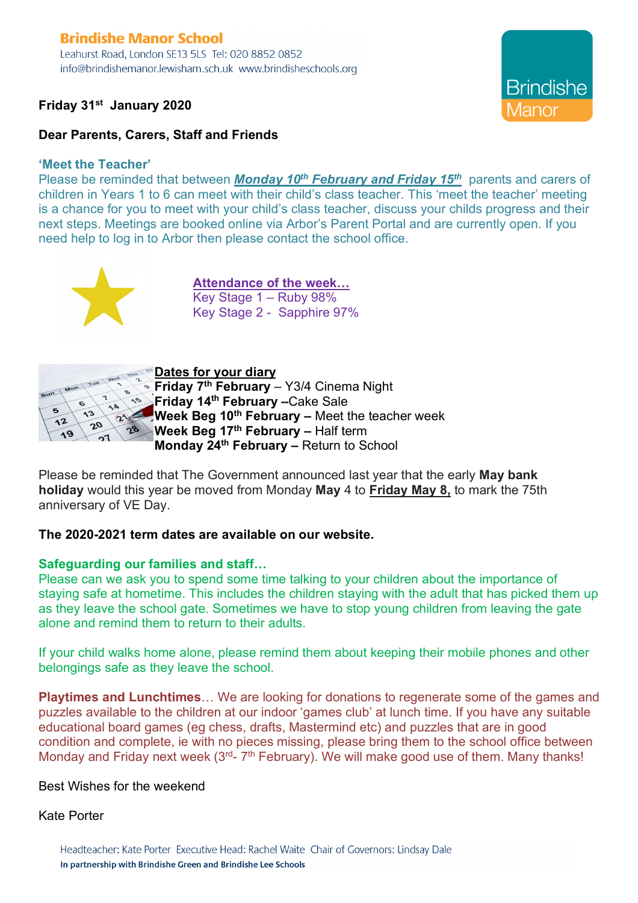**Brindishe Manor School**
Leahurst Road, London SE13 5LS Tel: 020 8852 0852
info@brindishemanor.lewisham.sch.uk www.brindisheschools.org

Brindishe Manor

**Friday 31st January 2020**

**Dear Parents, Carers, Staff and Friends**

### 'Meet the Teacher'

Please be reminded that between ***Monday 10th February and Friday 15th*** parents and carers of children in Years 1 to 6 can meet with their child's class teacher. This 'meet the teacher' meeting is a chance for you to meet with your child's class teacher, discuss your childs progress and their next steps. Meetings are booked online via Arbor's Parent Portal and are currently open. If you need help to log in to Arbor then please contact the school office.

**Attendance of the week…**
Key Stage 1 – Ruby 98%
Key Stage 2 - Sapphire 97%

**Dates for your diary**
**Friday 7th February** – Y3/4 Cinema Night
**Friday 14th February** –Cake Sale
**Week Beg 10th February –** Meet the teacher week
**Week Beg 17th February –** Half term
**Monday 24th February –** Return to School

Please be reminded that The Government announced last year that the early **May bank holiday** would this year be moved from Monday **May** 4 to **Friday May 8,** to mark the 75th anniversary of VE Day.

**The 2020-2021 term dates are available on our website.**

### Safeguarding our families and staff…

Please can we ask you to spend some time talking to your children about the importance of staying safe at hometime. This includes the children staying with the adult that has picked them up as they leave the school gate. Sometimes we have to stop young children from leaving the gate alone and remind them to return to their adults.

If your child walks home alone, please remind them about keeping their mobile phones and other belongings safe as they leave the school.

**Playtimes and Lunchtimes**… We are looking for donations to regenerate some of the games and puzzles available to the children at our indoor 'games club' at lunch time. If you have any suitable educational board games (eg chess, drafts, Mastermind etc) and puzzles that are in good condition and complete, ie with no pieces missing, please bring them to the school office between Monday and Friday next week (3rd- 7th February). We will make good use of them. Many thanks!

Best Wishes for the weekend

Kate Porter

Headteacher: Kate Porter Executive Head: Rachel Waite Chair of Governors: Lindsay Dale
**In partnership with Brindishe Green and Brindishe Lee Schools**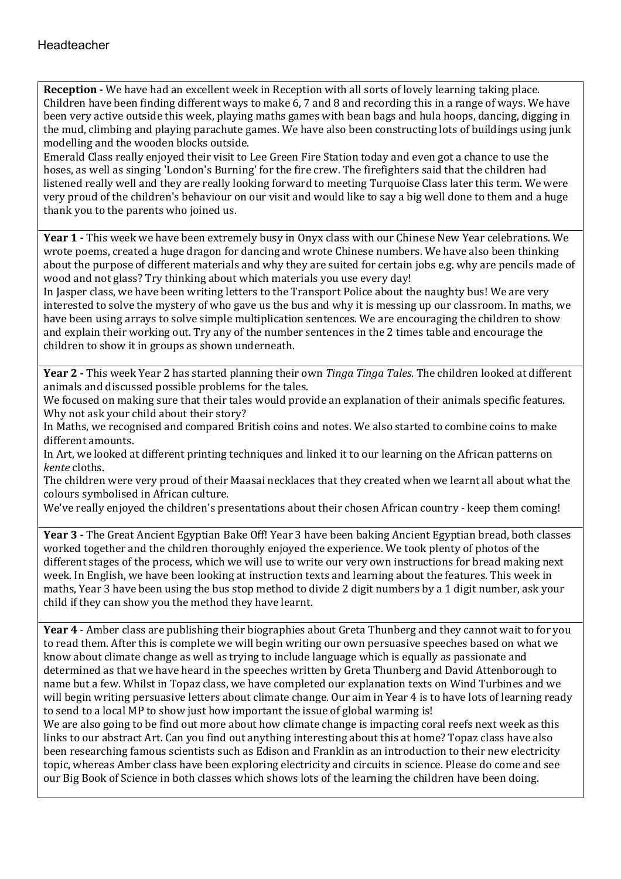Headteacher

**Reception -** We have had an excellent week in Reception with all sorts of lovely learning taking place. Children have been finding different ways to make 6, 7 and 8 and recording this in a range of ways. We have been very active outside this week, playing maths games with bean bags and hula hoops, dancing, digging in the mud, climbing and playing parachute games. We have also been constructing lots of buildings using junk modelling and the wooden blocks outside.
Emerald Class really enjoyed their visit to Lee Green Fire Station today and even got a chance to use the hoses, as well as singing 'London's Burning' for the fire crew. The firefighters said that the children had listened really well and they are really looking forward to meeting Turquoise Class later this term. We were very proud of the children's behaviour on our visit and would like to say a big well done to them and a huge thank you to the parents who joined us.

**Year 1 -** This week we have been extremely busy in Onyx class with our Chinese New Year celebrations. We wrote poems, created a huge dragon for dancing and wrote Chinese numbers. We have also been thinking about the purpose of different materials and why they are suited for certain jobs e.g. why are pencils made of wood and not glass? Try thinking about which materials you use every day!
In Jasper class, we have been writing letters to the Transport Police about the naughty bus! We are very interested to solve the mystery of who gave us the bus and why it is messing up our classroom. In maths, we have been using arrays to solve simple multiplication sentences. We are encouraging the children to show and explain their working out. Try any of the number sentences in the 2 times table and encourage the children to show it in groups as shown underneath.

**Year 2 -** This week Year 2 has started planning their own *Tinga Tinga Tales*. The children looked at different animals and discussed possible problems for the tales.
We focused on making sure that their tales would provide an explanation of their animals specific features. Why not ask your child about their story?
In Maths, we recognised and compared British coins and notes. We also started to combine coins to make different amounts.
In Art, we looked at different printing techniques and linked it to our learning on the African patterns on *kente* cloths.
The children were very proud of their Maasai necklaces that they created when we learnt all about what the colours symbolised in African culture.
We've really enjoyed the children's presentations about their chosen African country - keep them coming!

**Year 3 -** The Great Ancient Egyptian Bake Off! Year 3 have been baking Ancient Egyptian bread, both classes worked together and the children thoroughly enjoyed the experience. We took plenty of photos of the different stages of the process, which we will use to write our very own instructions for bread making next week. In English, we have been looking at instruction texts and learning about the features. This week in maths, Year 3 have been using the bus stop method to divide 2 digit numbers by a 1 digit number, ask your child if they can show you the method they have learnt.

**Year 4** - Amber class are publishing their biographies about Greta Thunberg and they cannot wait to for you to read them. After this is complete we will begin writing our own persuasive speeches based on what we know about climate change as well as trying to include language which is equally as passionate and determined as that we have heard in the speeches written by Greta Thunberg and David Attenborough to name but a few. Whilst in Topaz class, we have completed our explanation texts on Wind Turbines and we will begin writing persuasive letters about climate change. Our aim in Year 4 is to have lots of learning ready to send to a local MP to show just how important the issue of global warming is!
We are also going to be find out more about how climate change is impacting coral reefs next week as this links to our abstract Art. Can you find out anything interesting about this at home? Topaz class have also been researching famous scientists such as Edison and Franklin as an introduction to their new electricity topic, whereas Amber class have been exploring electricity and circuits in science. Please do come and see our Big Book of Science in both classes which shows lots of the learning the children have been doing.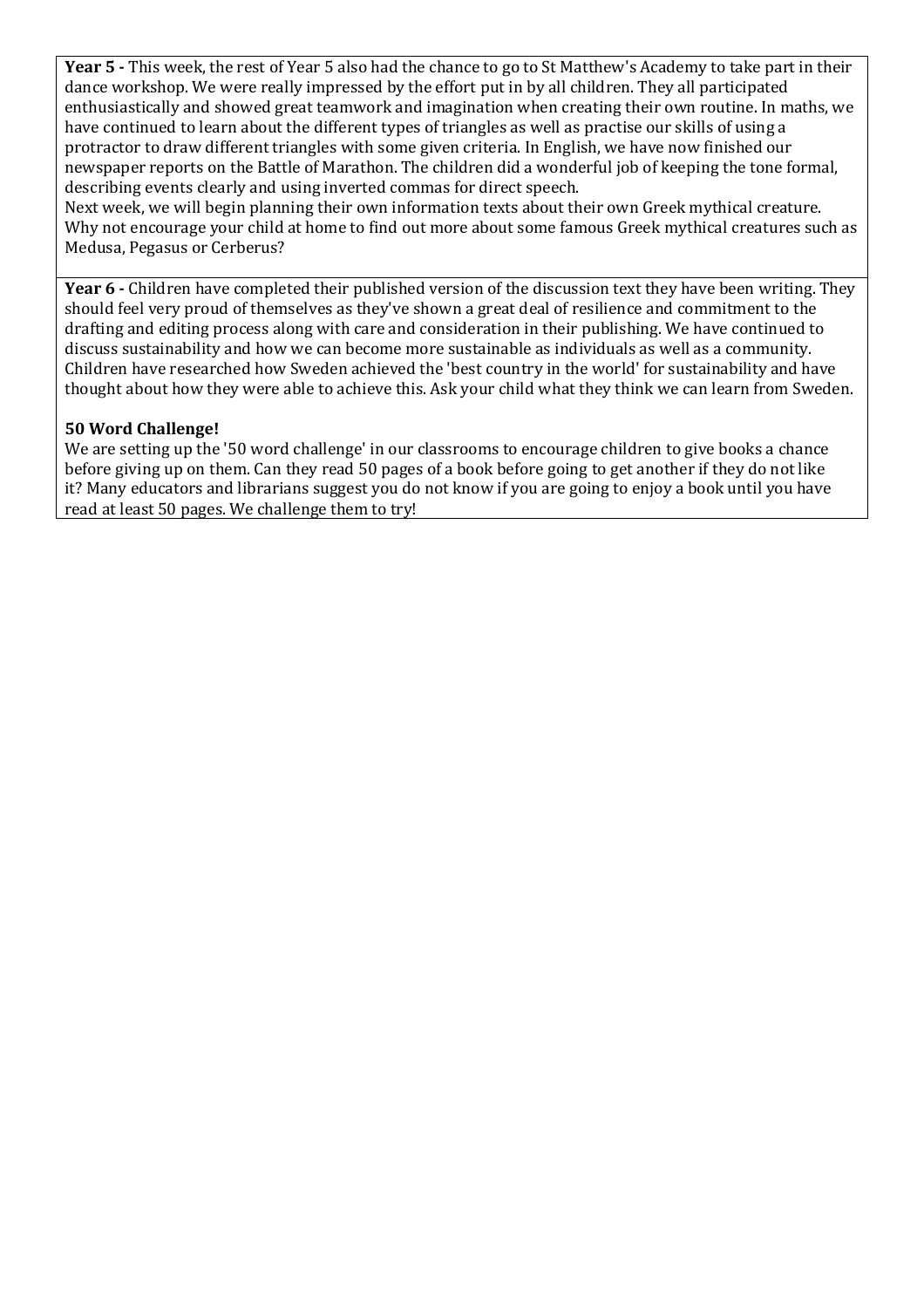**Year 5 -** This week, the rest of Year 5 also had the chance to go to St Matthew's Academy to take part in their dance workshop. We were really impressed by the effort put in by all children. They all participated enthusiastically and showed great teamwork and imagination when creating their own routine. In maths, we have continued to learn about the different types of triangles as well as practise our skills of using a protractor to draw different triangles with some given criteria. In English, we have now finished our newspaper reports on the Battle of Marathon. The children did a wonderful job of keeping the tone formal, describing events clearly and using inverted commas for direct speech.
Next week, we will begin planning their own information texts about their own Greek mythical creature. Why not encourage your child at home to find out more about some famous Greek mythical creatures such as Medusa, Pegasus or Cerberus?

**Year 6 -** Children have completed their published version of the discussion text they have been writing. They should feel very proud of themselves as they've shown a great deal of resilience and commitment to the drafting and editing process along with care and consideration in their publishing. We have continued to discuss sustainability and how we can become more sustainable as individuals as well as a community. Children have researched how Sweden achieved the 'best country in the world' for sustainability and have thought about how they were able to achieve this. Ask your child what they think we can learn from Sweden.

**50 Word Challenge!**
We are setting up the '50 word challenge' in our classrooms to encourage children to give books a chance before giving up on them. Can they read 50 pages of a book before going to get another if they do not like it? Many educators and librarians suggest you do not know if you are going to enjoy a book until you have read at least 50 pages. We challenge them to try!